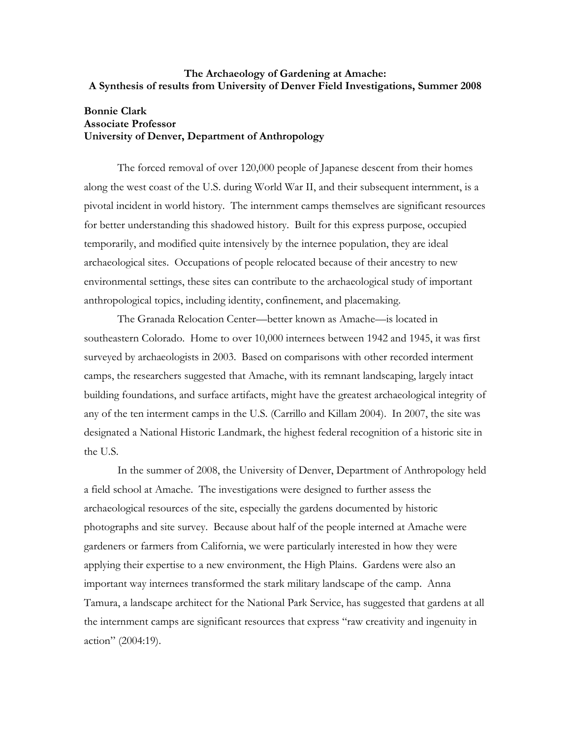# The Archaeology of Gardening at Amache:
## A Synthesis of results from University of Denver Field Investigations, Summer 2008

**Bonnie Clark**
**Associate Professor**
**University of Denver, Department of Anthropology**

The forced removal of over 120,000 people of Japanese descent from their homes along the west coast of the U.S. during World War II, and their subsequent internment, is a pivotal incident in world history. The internment camps themselves are significant resources for better understanding this shadowed history. Built for this express purpose, occupied temporarily, and modified quite intensively by the internee population, they are ideal archaeological sites. Occupations of people relocated because of their ancestry to new environmental settings, these sites can contribute to the archaeological study of important anthropological topics, including identity, confinement, and placemaking.

The Granada Relocation Center—better known as Amache—is located in southeastern Colorado. Home to over 10,000 internees between 1942 and 1945, it was first surveyed by archaeologists in 2003. Based on comparisons with other recorded interment camps, the researchers suggested that Amache, with its remnant landscaping, largely intact building foundations, and surface artifacts, might have the greatest archaeological integrity of any of the ten interment camps in the U.S. (Carrillo and Killam 2004). In 2007, the site was designated a National Historic Landmark, the highest federal recognition of a historic site in the U.S.

In the summer of 2008, the University of Denver, Department of Anthropology held a field school at Amache. The investigations were designed to further assess the archaeological resources of the site, especially the gardens documented by historic photographs and site survey. Because about half of the people interned at Amache were gardeners or farmers from California, we were particularly interested in how they were applying their expertise to a new environment, the High Plains. Gardens were also an important way internees transformed the stark military landscape of the camp. Anna Tamura, a landscape architect for the National Park Service, has suggested that gardens at all the internment camps are significant resources that express "raw creativity and ingenuity in action" (2004:19).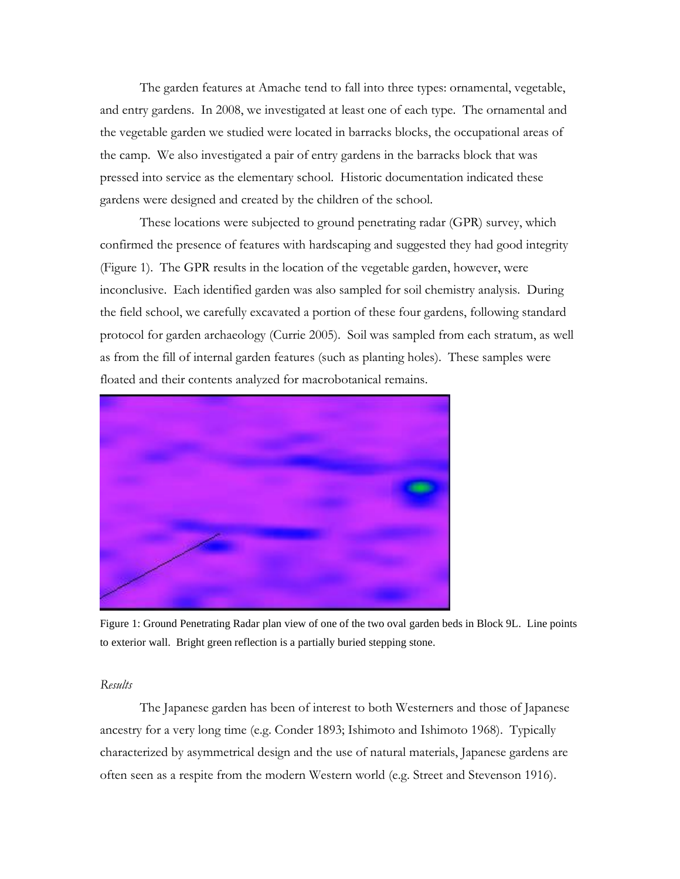The garden features at Amache tend to fall into three types: ornamental, vegetable, and entry gardens. In 2008, we investigated at least one of each type. The ornamental and the vegetable garden we studied were located in barracks blocks, the occupational areas of the camp. We also investigated a pair of entry gardens in the barracks block that was pressed into service as the elementary school. Historic documentation indicated these gardens were designed and created by the children of the school.

These locations were subjected to ground penetrating radar (GPR) survey, which confirmed the presence of features with hardscaping and suggested they had good integrity (Figure 1). The GPR results in the location of the vegetable garden, however, were inconclusive. Each identified garden was also sampled for soil chemistry analysis. During the field school, we carefully excavated a portion of these four gardens, following standard protocol for garden archaeology (Currie 2005). Soil was sampled from each stratum, as well as from the fill of internal garden features (such as planting holes). These samples were floated and their contents analyzed for macrobotanical remains.

Figure 1: Ground Penetrating Radar plan view of one of the two oval garden beds in Block 9L. Line points to exterior wall. Bright green reflection is a partially buried stepping stone.

*Results*

The Japanese garden has been of interest to both Westerners and those of Japanese ancestry for a very long time (e.g. Conder 1893; Ishimoto and Ishimoto 1968). Typically characterized by asymmetrical design and the use of natural materials, Japanese gardens are often seen as a respite from the modern Western world (e.g. Street and Stevenson 1916).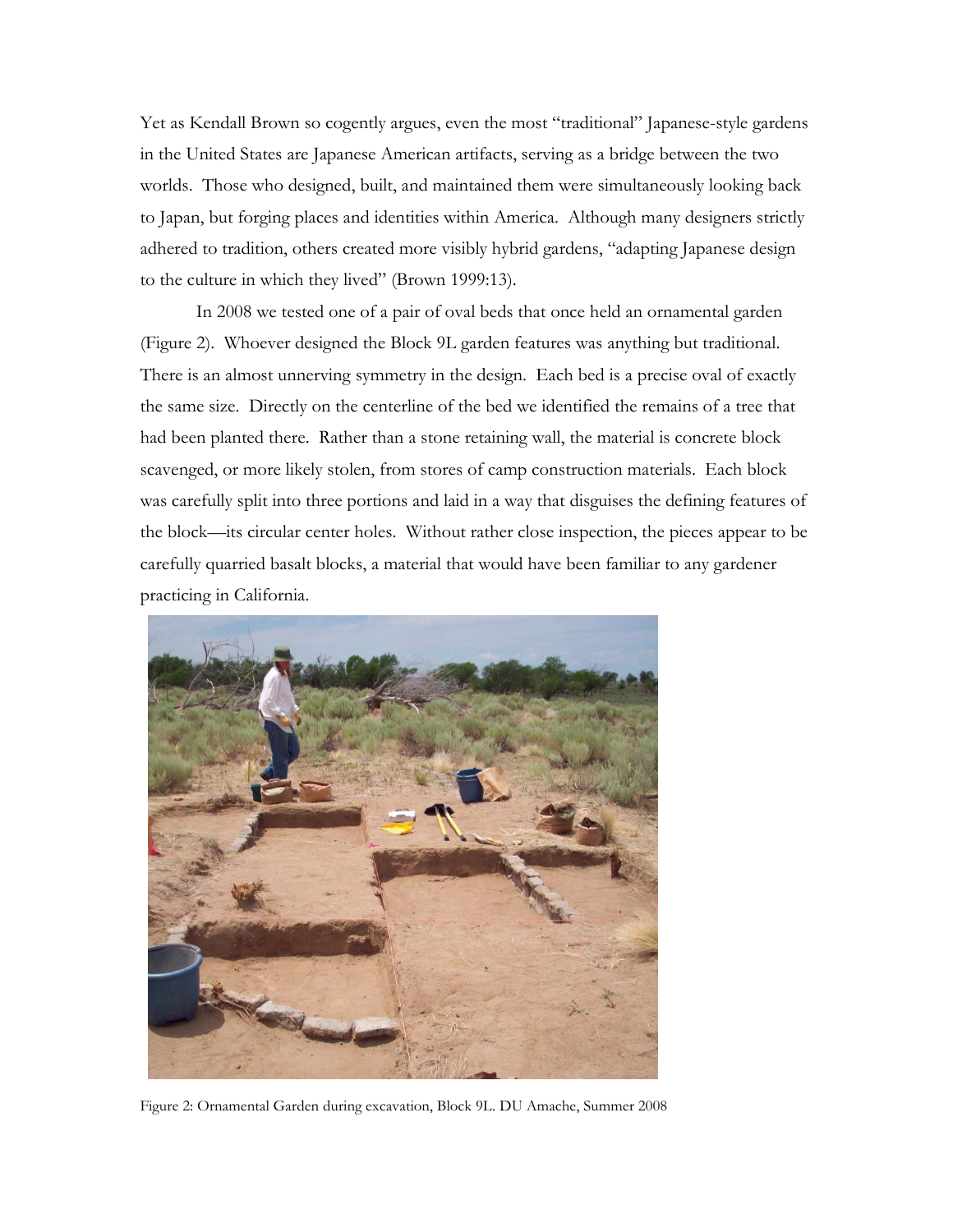Yet as Kendall Brown so cogently argues, even the most "traditional" Japanese-style gardens in the United States are Japanese American artifacts, serving as a bridge between the two worlds. Those who designed, built, and maintained them were simultaneously looking back to Japan, but forging places and identities within America. Although many designers strictly adhered to tradition, others created more visibly hybrid gardens, "adapting Japanese design to the culture in which they lived" (Brown 1999:13).

In 2008 we tested one of a pair of oval beds that once held an ornamental garden (Figure 2). Whoever designed the Block 9L garden features was anything but traditional. There is an almost unnerving symmetry in the design. Each bed is a precise oval of exactly the same size. Directly on the centerline of the bed we identified the remains of a tree that had been planted there. Rather than a stone retaining wall, the material is concrete block scavenged, or more likely stolen, from stores of camp construction materials. Each block was carefully split into three portions and laid in a way that disguises the defining features of the block—its circular center holes. Without rather close inspection, the pieces appear to be carefully quarried basalt blocks, a material that would have been familiar to any gardener practicing in California.

Figure 2: Ornamental Garden during excavation, Block 9L. DU Amache, Summer 2008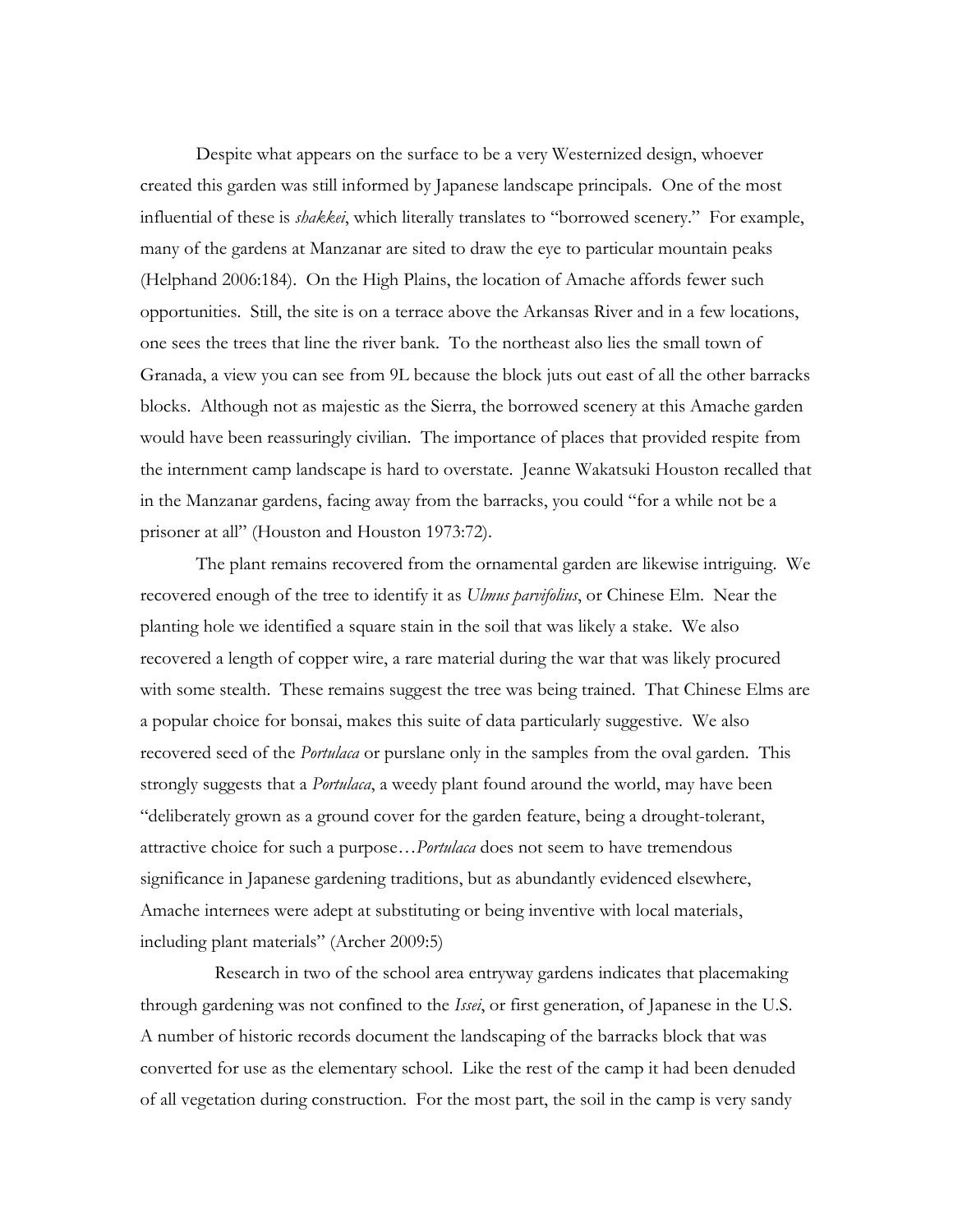Despite what appears on the surface to be a very Westernized design, whoever created this garden was still informed by Japanese landscape principals. One of the most influential of these is *shakkei*, which literally translates to "borrowed scenery." For example, many of the gardens at Manzanar are sited to draw the eye to particular mountain peaks (Helphand 2006:184). On the High Plains, the location of Amache affords fewer such opportunities. Still, the site is on a terrace above the Arkansas River and in a few locations, one sees the trees that line the river bank. To the northeast also lies the small town of Granada, a view you can see from 9L because the block juts out east of all the other barracks blocks. Although not as majestic as the Sierra, the borrowed scenery at this Amache garden would have been reassuringly civilian. The importance of places that provided respite from the internment camp landscape is hard to overstate. Jeanne Wakatsuki Houston recalled that in the Manzanar gardens, facing away from the barracks, you could "for a while not be a prisoner at all" (Houston and Houston 1973:72).

The plant remains recovered from the ornamental garden are likewise intriguing. We recovered enough of the tree to identify it as *Ulmus parvifolius*, or Chinese Elm. Near the planting hole we identified a square stain in the soil that was likely a stake. We also recovered a length of copper wire, a rare material during the war that was likely procured with some stealth. These remains suggest the tree was being trained. That Chinese Elms are a popular choice for bonsai, makes this suite of data particularly suggestive. We also recovered seed of the *Portulaca* or purslane only in the samples from the oval garden. This strongly suggests that a *Portulaca*, a weedy plant found around the world, may have been "deliberately grown as a ground cover for the garden feature, being a drought-tolerant, attractive choice for such a purpose…*Portulaca* does not seem to have tremendous significance in Japanese gardening traditions, but as abundantly evidenced elsewhere, Amache internees were adept at substituting or being inventive with local materials, including plant materials" (Archer 2009:5)

Research in two of the school area entryway gardens indicates that placemaking through gardening was not confined to the *Issei*, or first generation, of Japanese in the U.S. A number of historic records document the landscaping of the barracks block that was converted for use as the elementary school. Like the rest of the camp it had been denuded of all vegetation during construction. For the most part, the soil in the camp is very sandy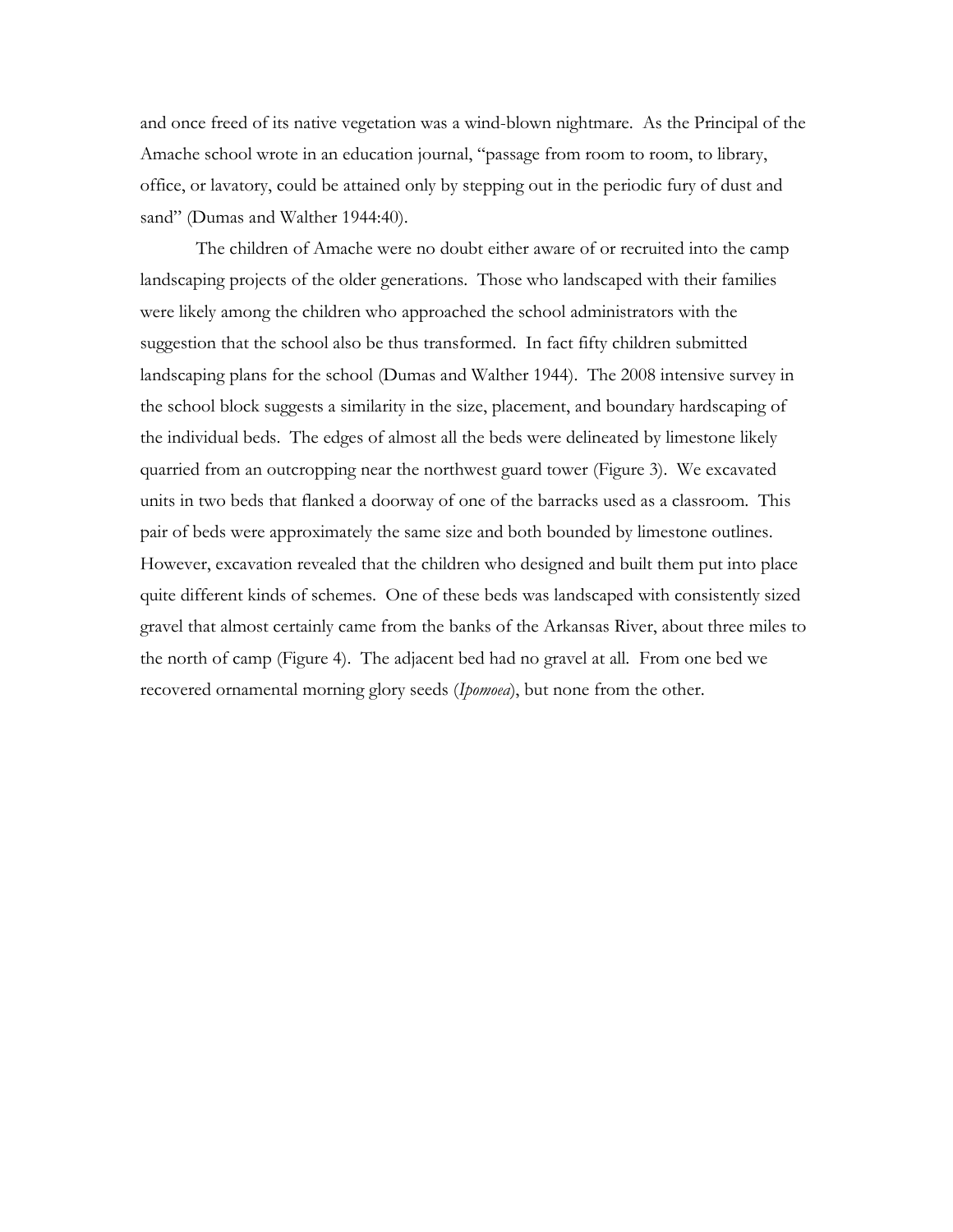and once freed of its native vegetation was a wind-blown nightmare. As the Principal of the Amache school wrote in an education journal, "passage from room to room, to library, office, or lavatory, could be attained only by stepping out in the periodic fury of dust and sand" (Dumas and Walther 1944:40).

The children of Amache were no doubt either aware of or recruited into the camp landscaping projects of the older generations. Those who landscaped with their families were likely among the children who approached the school administrators with the suggestion that the school also be thus transformed. In fact fifty children submitted landscaping plans for the school (Dumas and Walther 1944). The 2008 intensive survey in the school block suggests a similarity in the size, placement, and boundary hardscaping of the individual beds. The edges of almost all the beds were delineated by limestone likely quarried from an outcropping near the northwest guard tower (Figure 3). We excavated units in two beds that flanked a doorway of one of the barracks used as a classroom. This pair of beds were approximately the same size and both bounded by limestone outlines. However, excavation revealed that the children who designed and built them put into place quite different kinds of schemes. One of these beds was landscaped with consistently sized gravel that almost certainly came from the banks of the Arkansas River, about three miles to the north of camp (Figure 4). The adjacent bed had no gravel at all. From one bed we recovered ornamental morning glory seeds (*Ipomoea*), but none from the other.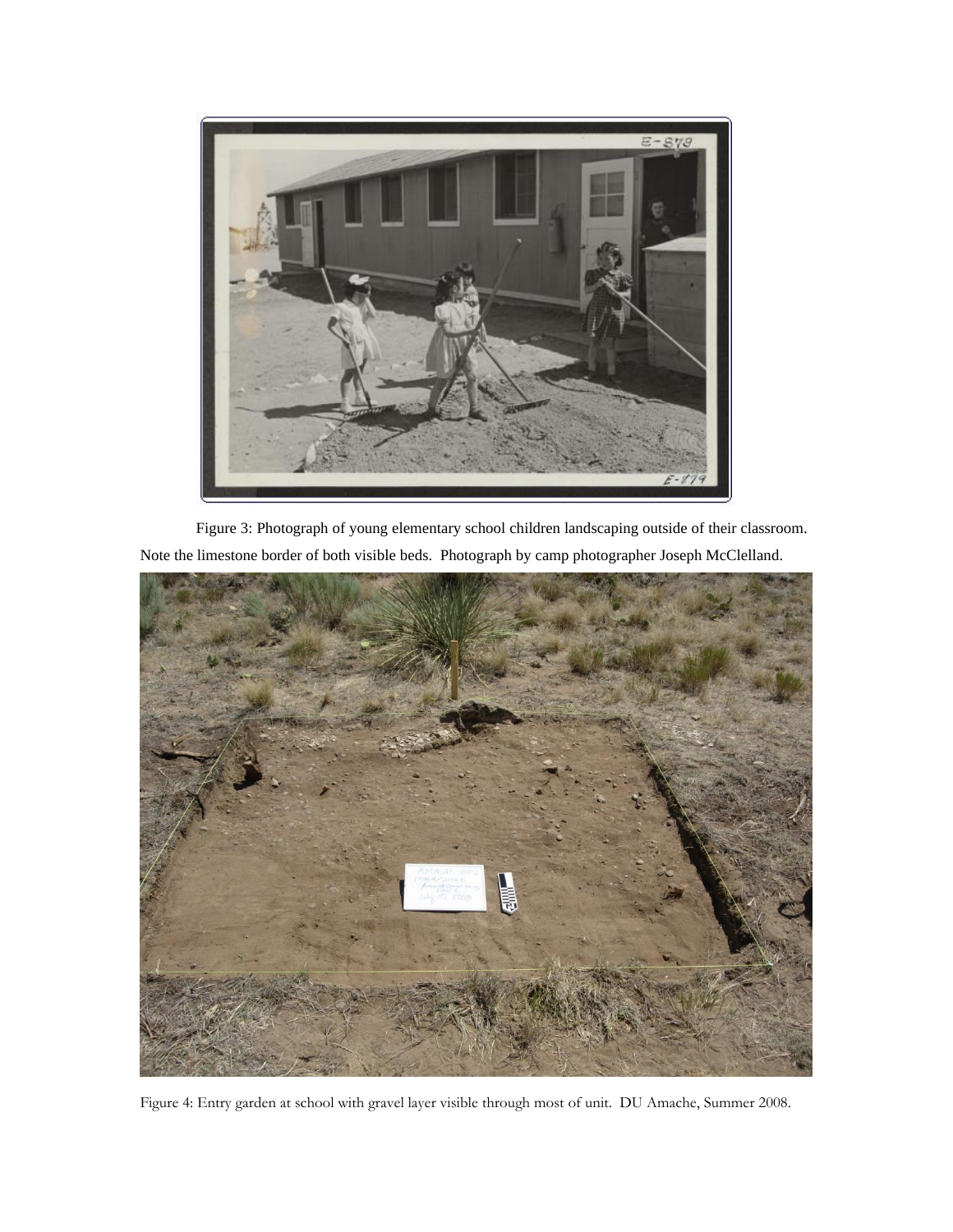Figure 3: Photograph of young elementary school children landscaping outside of their classroom. Note the limestone border of both visible beds. Photograph by camp photographer Joseph McClelland.

Figure 4: Entry garden at school with gravel layer visible through most of unit. DU Amache, Summer 2008.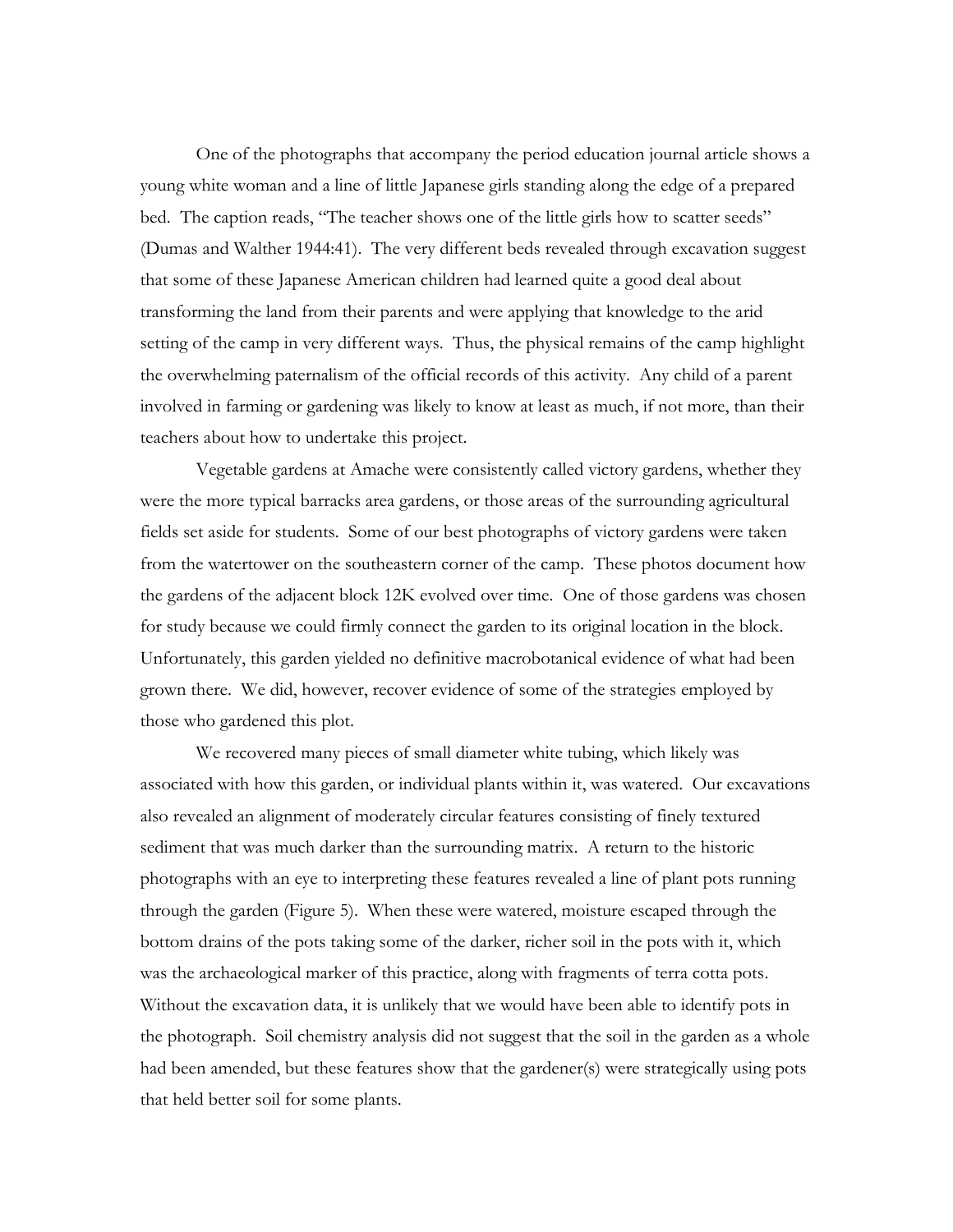One of the photographs that accompany the period education journal article shows a young white woman and a line of little Japanese girls standing along the edge of a prepared bed. The caption reads, "The teacher shows one of the little girls how to scatter seeds" (Dumas and Walther 1944:41). The very different beds revealed through excavation suggest that some of these Japanese American children had learned quite a good deal about transforming the land from their parents and were applying that knowledge to the arid setting of the camp in very different ways. Thus, the physical remains of the camp highlight the overwhelming paternalism of the official records of this activity. Any child of a parent involved in farming or gardening was likely to know at least as much, if not more, than their teachers about how to undertake this project.

Vegetable gardens at Amache were consistently called victory gardens, whether they were the more typical barracks area gardens, or those areas of the surrounding agricultural fields set aside for students. Some of our best photographs of victory gardens were taken from the watertower on the southeastern corner of the camp. These photos document how the gardens of the adjacent block 12K evolved over time. One of those gardens was chosen for study because we could firmly connect the garden to its original location in the block. Unfortunately, this garden yielded no definitive macrobotanical evidence of what had been grown there. We did, however, recover evidence of some of the strategies employed by those who gardened this plot.

We recovered many pieces of small diameter white tubing, which likely was associated with how this garden, or individual plants within it, was watered. Our excavations also revealed an alignment of moderately circular features consisting of finely textured sediment that was much darker than the surrounding matrix. A return to the historic photographs with an eye to interpreting these features revealed a line of plant pots running through the garden (Figure 5). When these were watered, moisture escaped through the bottom drains of the pots taking some of the darker, richer soil in the pots with it, which was the archaeological marker of this practice, along with fragments of terra cotta pots. Without the excavation data, it is unlikely that we would have been able to identify pots in the photograph. Soil chemistry analysis did not suggest that the soil in the garden as a whole had been amended, but these features show that the gardener(s) were strategically using pots that held better soil for some plants.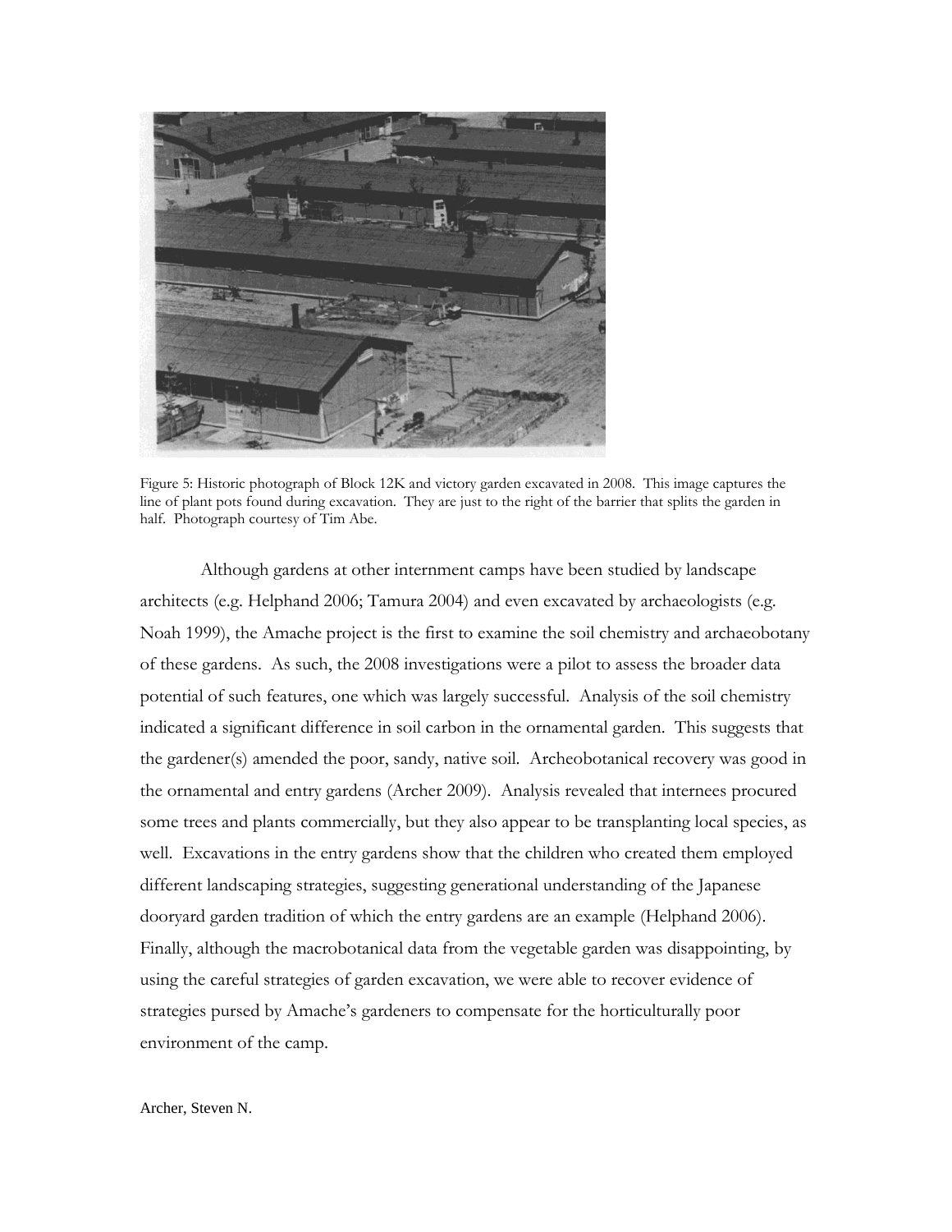Figure 5: Historic photograph of Block 12K and victory garden excavated in 2008. This image captures the line of plant pots found during excavation. They are just to the right of the barrier that splits the garden in half. Photograph courtesy of Tim Abe.

Although gardens at other internment camps have been studied by landscape architects (e.g. Helphand 2006; Tamura 2004) and even excavated by archaeologists (e.g. Noah 1999), the Amache project is the first to examine the soil chemistry and archaeobotany of these gardens. As such, the 2008 investigations were a pilot to assess the broader data potential of such features, one which was largely successful. Analysis of the soil chemistry indicated a significant difference in soil carbon in the ornamental garden. This suggests that the gardener(s) amended the poor, sandy, native soil. Archeobotanical recovery was good in the ornamental and entry gardens (Archer 2009). Analysis revealed that internees procured some trees and plants commercially, but they also appear to be transplanting local species, as well. Excavations in the entry gardens show that the children who created them employed different landscaping strategies, suggesting generational understanding of the Japanese dooryard garden tradition of which the entry gardens are an example (Helphand 2006). Finally, although the macrobotanical data from the vegetable garden was disappointing, by using the careful strategies of garden excavation, we were able to recover evidence of strategies pursed by Amache's gardeners to compensate for the horticulturally poor environment of the camp.

Archer, Steven N.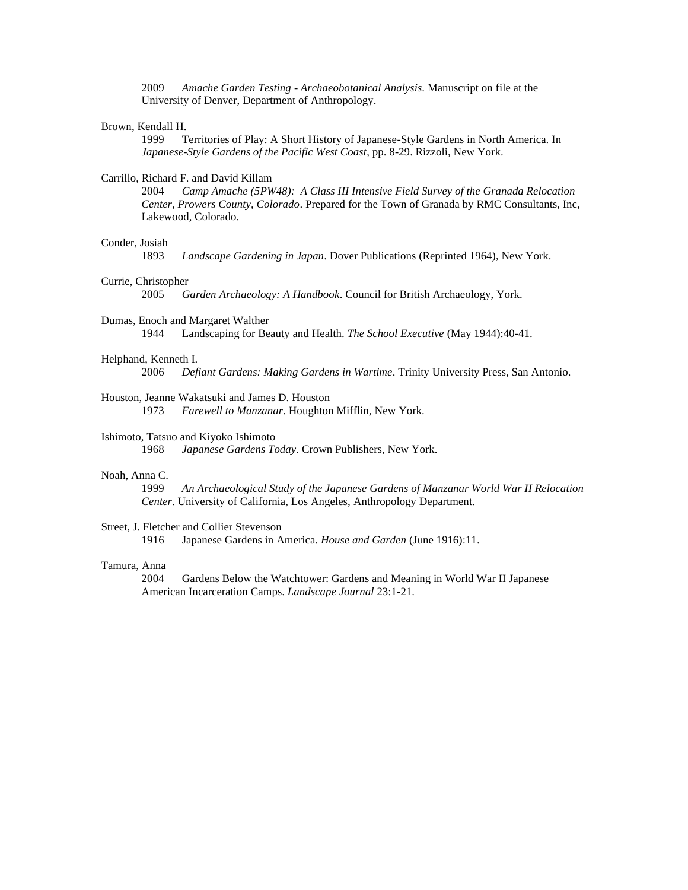2009 *Amache Garden Testing - Archaeobotanical Analysis*. Manuscript on file at the University of Denver, Department of Anthropology.

Brown, Kendall H.
1999 Territories of Play: A Short History of Japanese-Style Gardens in North America. In *Japanese-Style Gardens of the Pacific West Coast*, pp. 8-29. Rizzoli, New York.

Carrillo, Richard F. and David Killam
2004 *Camp Amache (5PW48): A Class III Intensive Field Survey of the Granada Relocation Center, Prowers County, Colorado*. Prepared for the Town of Granada by RMC Consultants, Inc, Lakewood, Colorado.

Conder, Josiah
1893 *Landscape Gardening in Japan*. Dover Publications (Reprinted 1964), New York.

Currie, Christopher
2005 *Garden Archaeology: A Handbook*. Council for British Archaeology, York.

Dumas, Enoch and Margaret Walther
1944 Landscaping for Beauty and Health. *The School Executive* (May 1944):40-41.

Helphand, Kenneth I.
2006 *Defiant Gardens: Making Gardens in Wartime*. Trinity University Press, San Antonio.

Houston, Jeanne Wakatsuki and James D. Houston
1973 *Farewell to Manzanar*. Houghton Mifflin, New York.

Ishimoto, Tatsuo and Kiyoko Ishimoto
1968 *Japanese Gardens Today*. Crown Publishers, New York.

Noah, Anna C.
1999 *An Archaeological Study of the Japanese Gardens of Manzanar World War II Relocation Center*. University of California, Los Angeles, Anthropology Department.

Street, J. Fletcher and Collier Stevenson
1916 Japanese Gardens in America. *House and Garden* (June 1916):11.

Tamura, Anna
2004 Gardens Below the Watchtower: Gardens and Meaning in World War II Japanese American Incarceration Camps. *Landscape Journal* 23:1-21.